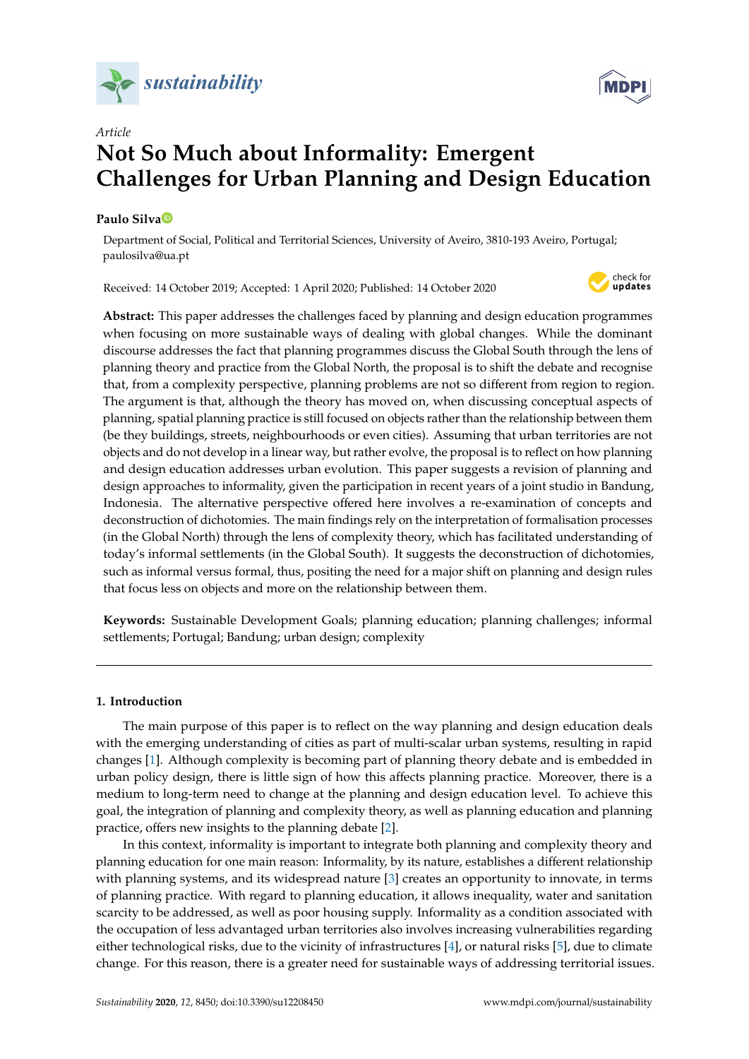*Article*

# Not So Much about Informality: Emergent Challenges for Urban Planning and Design Education

**Paulo Silva**

Department of Social, Political and Territorial Sciences, University of Aveiro, 3810-193 Aveiro, Portugal; paulosilva@ua.pt

Received: 14 October 2019; Accepted: 1 April 2020; Published: 14 October 2020

**Abstract:** This paper addresses the challenges faced by planning and design education programmes when focusing on more sustainable ways of dealing with global changes. While the dominant discourse addresses the fact that planning programmes discuss the Global South through the lens of planning theory and practice from the Global North, the proposal is to shift the debate and recognise that, from a complexity perspective, planning problems are not so different from region to region. The argument is that, although the theory has moved on, when discussing conceptual aspects of planning, spatial planning practice is still focused on objects rather than the relationship between them (be they buildings, streets, neighbourhoods or even cities). Assuming that urban territories are not objects and do not develop in a linear way, but rather evolve, the proposal is to reflect on how planning and design education addresses urban evolution. This paper suggests a revision of planning and design approaches to informality, given the participation in recent years of a joint studio in Bandung, Indonesia. The alternative perspective offered here involves a re-examination of concepts and deconstruction of dichotomies. The main findings rely on the interpretation of formalisation processes (in the Global North) through the lens of complexity theory, which has facilitated understanding of today's informal settlements (in the Global South). It suggests the deconstruction of dichotomies, such as informal versus formal, thus, positing the need for a major shift on planning and design rules that focus less on objects and more on the relationship between them.

**Keywords:** Sustainable Development Goals; planning education; planning challenges; informal settlements; Portugal; Bandung; urban design; complexity

## 1. Introduction

The main purpose of this paper is to reflect on the way planning and design education deals with the emerging understanding of cities as part of multi-scalar urban systems, resulting in rapid changes [1]. Although complexity is becoming part of planning theory debate and is embedded in urban policy design, there is little sign of how this affects planning practice. Moreover, there is a medium to long-term need to change at the planning and design education level. To achieve this goal, the integration of planning and complexity theory, as well as planning education and planning practice, offers new insights to the planning debate [2].

In this context, informality is important to integrate both planning and complexity theory and planning education for one main reason: Informality, by its nature, establishes a different relationship with planning systems, and its widespread nature [3] creates an opportunity to innovate, in terms of planning practice. With regard to planning education, it allows inequality, water and sanitation scarcity to be addressed, as well as poor housing supply. Informality as a condition associated with the occupation of less advantaged urban territories also involves increasing vulnerabilities regarding either technological risks, due to the vicinity of infrastructures [4], or natural risks [5], due to climate change. For this reason, there is a greater need for sustainable ways of addressing territorial issues.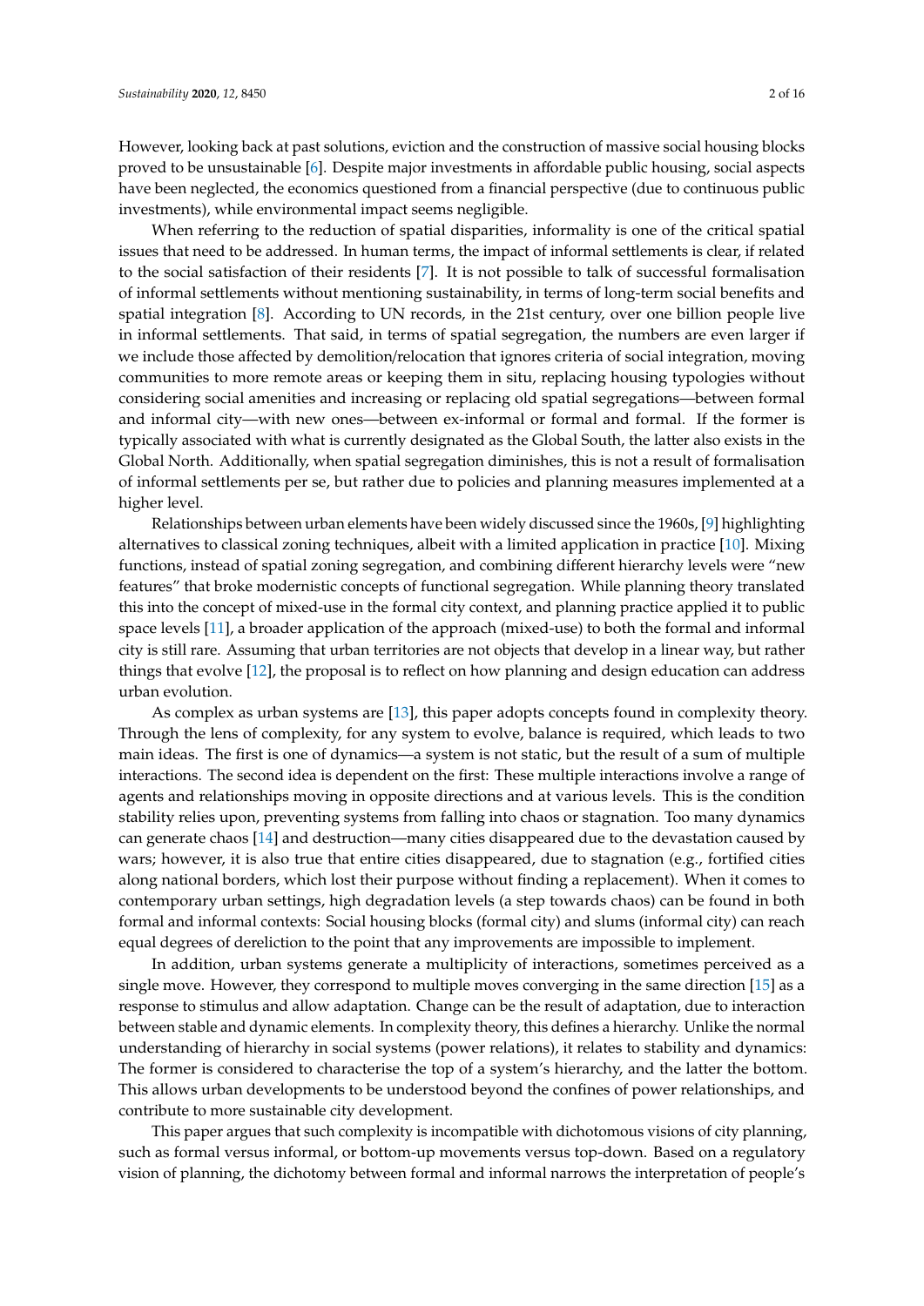However, looking back at past solutions, eviction and the construction of massive social housing blocks proved to be unsustainable [6]. Despite major investments in affordable public housing, social aspects have been neglected, the economics questioned from a financial perspective (due to continuous public investments), while environmental impact seems negligible.

When referring to the reduction of spatial disparities, informality is one of the critical spatial issues that need to be addressed. In human terms, the impact of informal settlements is clear, if related to the social satisfaction of their residents [7]. It is not possible to talk of successful formalisation of informal settlements without mentioning sustainability, in terms of long-term social benefits and spatial integration [8]. According to UN records, in the 21st century, over one billion people live in informal settlements. That said, in terms of spatial segregation, the numbers are even larger if we include those affected by demolition/relocation that ignores criteria of social integration, moving communities to more remote areas or keeping them in situ, replacing housing typologies without considering social amenities and increasing or replacing old spatial segregations—between formal and informal city—with new ones—between ex-informal or formal and formal. If the former is typically associated with what is currently designated as the Global South, the latter also exists in the Global North. Additionally, when spatial segregation diminishes, this is not a result of formalisation of informal settlements per se, but rather due to policies and planning measures implemented at a higher level.

Relationships between urban elements have been widely discussed since the 1960s, [9] highlighting alternatives to classical zoning techniques, albeit with a limited application in practice [10]. Mixing functions, instead of spatial zoning segregation, and combining different hierarchy levels were "new features" that broke modernistic concepts of functional segregation. While planning theory translated this into the concept of mixed-use in the formal city context, and planning practice applied it to public space levels [11], a broader application of the approach (mixed-use) to both the formal and informal city is still rare. Assuming that urban territories are not objects that develop in a linear way, but rather things that evolve [12], the proposal is to reflect on how planning and design education can address urban evolution.

As complex as urban systems are [13], this paper adopts concepts found in complexity theory. Through the lens of complexity, for any system to evolve, balance is required, which leads to two main ideas. The first is one of dynamics—a system is not static, but the result of a sum of multiple interactions. The second idea is dependent on the first: These multiple interactions involve a range of agents and relationships moving in opposite directions and at various levels. This is the condition stability relies upon, preventing systems from falling into chaos or stagnation. Too many dynamics can generate chaos [14] and destruction—many cities disappeared due to the devastation caused by wars; however, it is also true that entire cities disappeared, due to stagnation (e.g., fortified cities along national borders, which lost their purpose without finding a replacement). When it comes to contemporary urban settings, high degradation levels (a step towards chaos) can be found in both formal and informal contexts: Social housing blocks (formal city) and slums (informal city) can reach equal degrees of dereliction to the point that any improvements are impossible to implement.

In addition, urban systems generate a multiplicity of interactions, sometimes perceived as a single move. However, they correspond to multiple moves converging in the same direction [15] as a response to stimulus and allow adaptation. Change can be the result of adaptation, due to interaction between stable and dynamic elements. In complexity theory, this defines a hierarchy. Unlike the normal understanding of hierarchy in social systems (power relations), it relates to stability and dynamics: The former is considered to characterise the top of a system's hierarchy, and the latter the bottom. This allows urban developments to be understood beyond the confines of power relationships, and contribute to more sustainable city development.

This paper argues that such complexity is incompatible with dichotomous visions of city planning, such as formal versus informal, or bottom-up movements versus top-down. Based on a regulatory vision of planning, the dichotomy between formal and informal narrows the interpretation of people's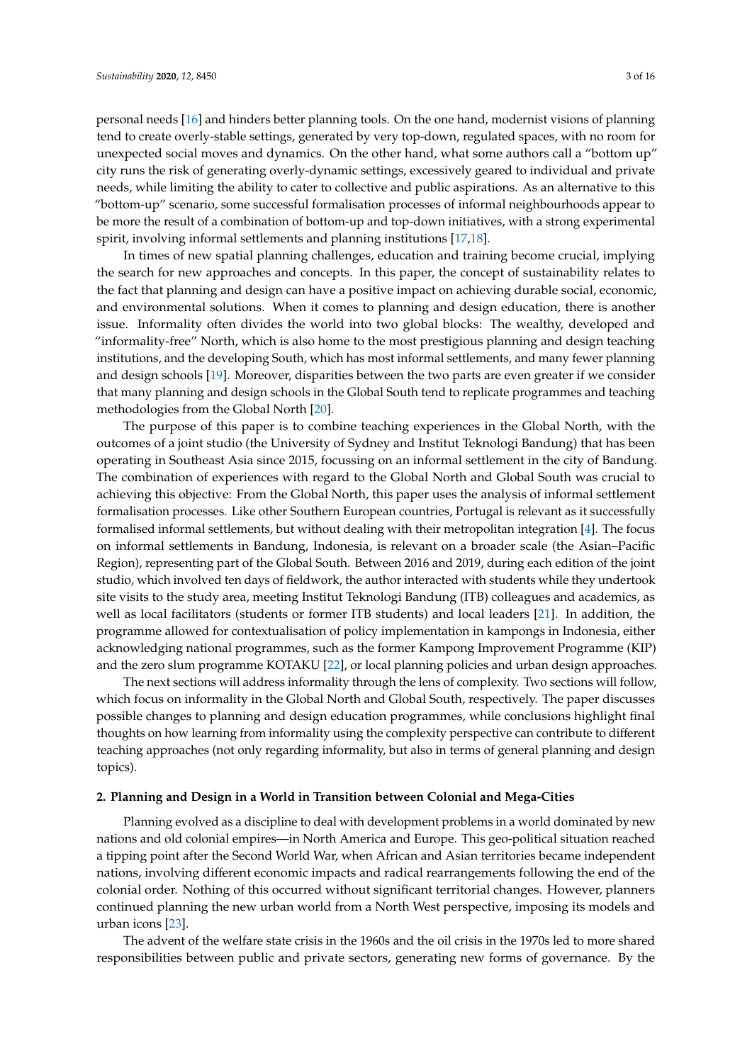personal needs [16] and hinders better planning tools. On the one hand, modernist visions of planning tend to create overly-stable settings, generated by very top-down, regulated spaces, with no room for unexpected social moves and dynamics. On the other hand, what some authors call a "bottom up" city runs the risk of generating overly-dynamic settings, excessively geared to individual and private needs, while limiting the ability to cater to collective and public aspirations. As an alternative to this "bottom-up" scenario, some successful formalisation processes of informal neighbourhoods appear to be more the result of a combination of bottom-up and top-down initiatives, with a strong experimental spirit, involving informal settlements and planning institutions [17,18].

In times of new spatial planning challenges, education and training become crucial, implying the search for new approaches and concepts. In this paper, the concept of sustainability relates to the fact that planning and design can have a positive impact on achieving durable social, economic, and environmental solutions. When it comes to planning and design education, there is another issue. Informality often divides the world into two global blocks: The wealthy, developed and "informality-free" North, which is also home to the most prestigious planning and design teaching institutions, and the developing South, which has most informal settlements, and many fewer planning and design schools [19]. Moreover, disparities between the two parts are even greater if we consider that many planning and design schools in the Global South tend to replicate programmes and teaching methodologies from the Global North [20].

The purpose of this paper is to combine teaching experiences in the Global North, with the outcomes of a joint studio (the University of Sydney and Institut Teknologi Bandung) that has been operating in Southeast Asia since 2015, focussing on an informal settlement in the city of Bandung. The combination of experiences with regard to the Global North and Global South was crucial to achieving this objective: From the Global North, this paper uses the analysis of informal settlement formalisation processes. Like other Southern European countries, Portugal is relevant as it successfully formalised informal settlements, but without dealing with their metropolitan integration [4]. The focus on informal settlements in Bandung, Indonesia, is relevant on a broader scale (the Asian–Pacific Region), representing part of the Global South. Between 2016 and 2019, during each edition of the joint studio, which involved ten days of fieldwork, the author interacted with students while they undertook site visits to the study area, meeting Institut Teknologi Bandung (ITB) colleagues and academics, as well as local facilitators (students or former ITB students) and local leaders [21]. In addition, the programme allowed for contextualisation of policy implementation in kampongs in Indonesia, either acknowledging national programmes, such as the former Kampong Improvement Programme (KIP) and the zero slum programme KOTAKU [22], or local planning policies and urban design approaches.

The next sections will address informality through the lens of complexity. Two sections will follow, which focus on informality in the Global North and Global South, respectively. The paper discusses possible changes to planning and design education programmes, while conclusions highlight final thoughts on how learning from informality using the complexity perspective can contribute to different teaching approaches (not only regarding informality, but also in terms of general planning and design topics).

## 2. Planning and Design in a World in Transition between Colonial and Mega-Cities

Planning evolved as a discipline to deal with development problems in a world dominated by new nations and old colonial empires—in North America and Europe. This geo-political situation reached a tipping point after the Second World War, when African and Asian territories became independent nations, involving different economic impacts and radical rearrangements following the end of the colonial order. Nothing of this occurred without significant territorial changes. However, planners continued planning the new urban world from a North West perspective, imposing its models and urban icons [23].

The advent of the welfare state crisis in the 1960s and the oil crisis in the 1970s led to more shared responsibilities between public and private sectors, generating new forms of governance. By the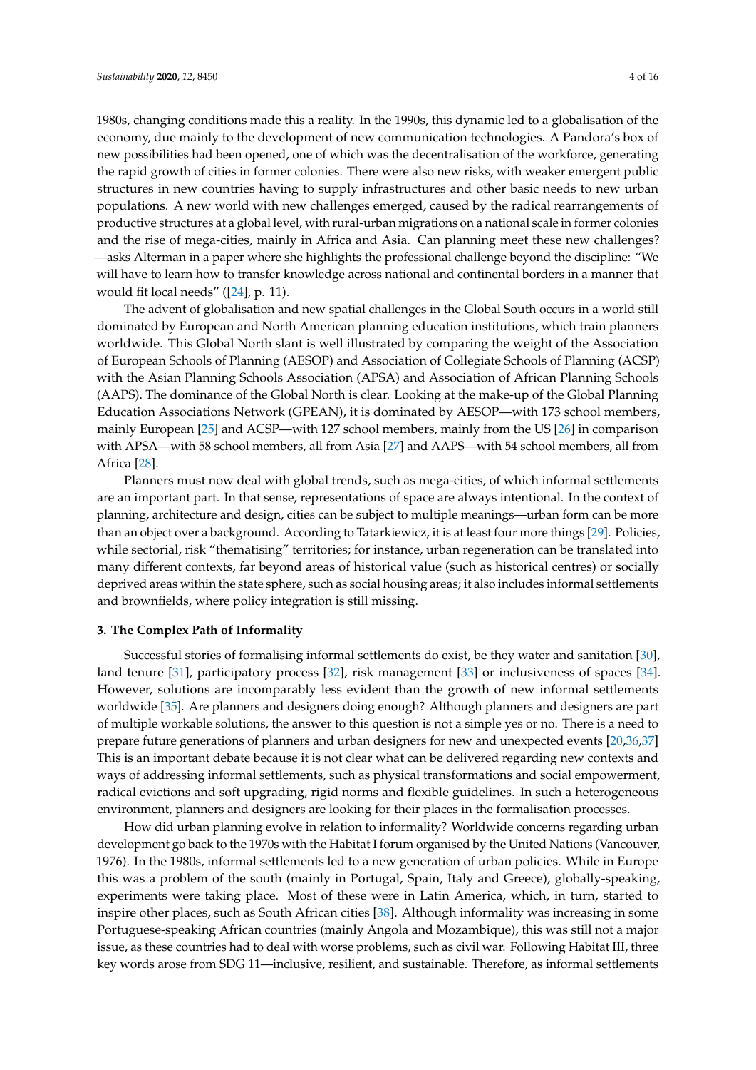1980s, changing conditions made this a reality. In the 1990s, this dynamic led to a globalisation of the economy, due mainly to the development of new communication technologies. A Pandora's box of new possibilities had been opened, one of which was the decentralisation of the workforce, generating the rapid growth of cities in former colonies. There were also new risks, with weaker emergent public structures in new countries having to supply infrastructures and other basic needs to new urban populations. A new world with new challenges emerged, caused by the radical rearrangements of productive structures at a global level, with rural-urban migrations on a national scale in former colonies and the rise of mega-cities, mainly in Africa and Asia. Can planning meet these new challenges? —asks Alterman in a paper where she highlights the professional challenge beyond the discipline: "We will have to learn how to transfer knowledge across national and continental borders in a manner that would fit local needs" ([24], p. 11).

The advent of globalisation and new spatial challenges in the Global South occurs in a world still dominated by European and North American planning education institutions, which train planners worldwide. This Global North slant is well illustrated by comparing the weight of the Association of European Schools of Planning (AESOP) and Association of Collegiate Schools of Planning (ACSP) with the Asian Planning Schools Association (APSA) and Association of African Planning Schools (AAPS). The dominance of the Global North is clear. Looking at the make-up of the Global Planning Education Associations Network (GPEAN), it is dominated by AESOP—with 173 school members, mainly European [25] and ACSP—with 127 school members, mainly from the US [26] in comparison with APSA—with 58 school members, all from Asia [27] and AAPS—with 54 school members, all from Africa [28].

Planners must now deal with global trends, such as mega-cities, of which informal settlements are an important part. In that sense, representations of space are always intentional. In the context of planning, architecture and design, cities can be subject to multiple meanings—urban form can be more than an object over a background. According to Tatarkiewicz, it is at least four more things [29]. Policies, while sectorial, risk "thematising" territories; for instance, urban regeneration can be translated into many different contexts, far beyond areas of historical value (such as historical centres) or socially deprived areas within the state sphere, such as social housing areas; it also includes informal settlements and brownfields, where policy integration is still missing.

## 3. The Complex Path of Informality

Successful stories of formalising informal settlements do exist, be they water and sanitation [30], land tenure [31], participatory process [32], risk management [33] or inclusiveness of spaces [34]. However, solutions are incomparably less evident than the growth of new informal settlements worldwide [35]. Are planners and designers doing enough? Although planners and designers are part of multiple workable solutions, the answer to this question is not a simple yes or no. There is a need to prepare future generations of planners and urban designers for new and unexpected events [20,36,37] This is an important debate because it is not clear what can be delivered regarding new contexts and ways of addressing informal settlements, such as physical transformations and social empowerment, radical evictions and soft upgrading, rigid norms and flexible guidelines. In such a heterogeneous environment, planners and designers are looking for their places in the formalisation processes.

How did urban planning evolve in relation to informality? Worldwide concerns regarding urban development go back to the 1970s with the Habitat I forum organised by the United Nations (Vancouver, 1976). In the 1980s, informal settlements led to a new generation of urban policies. While in Europe this was a problem of the south (mainly in Portugal, Spain, Italy and Greece), globally-speaking, experiments were taking place. Most of these were in Latin America, which, in turn, started to inspire other places, such as South African cities [38]. Although informality was increasing in some Portuguese-speaking African countries (mainly Angola and Mozambique), this was still not a major issue, as these countries had to deal with worse problems, such as civil war. Following Habitat III, three key words arose from SDG 11—inclusive, resilient, and sustainable. Therefore, as informal settlements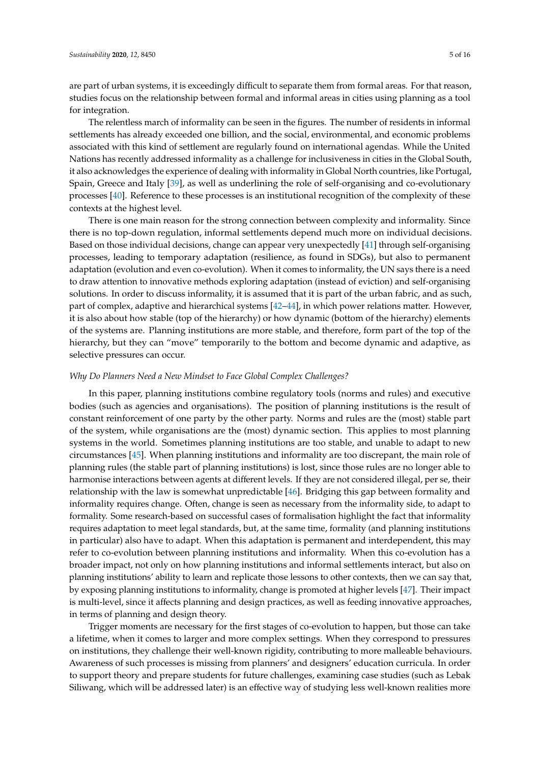are part of urban systems, it is exceedingly difficult to separate them from formal areas. For that reason, studies focus on the relationship between formal and informal areas in cities using planning as a tool for integration.

The relentless march of informality can be seen in the figures. The number of residents in informal settlements has already exceeded one billion, and the social, environmental, and economic problems associated with this kind of settlement are regularly found on international agendas. While the United Nations has recently addressed informality as a challenge for inclusiveness in cities in the Global South, it also acknowledges the experience of dealing with informality in Global North countries, like Portugal, Spain, Greece and Italy [39], as well as underlining the role of self-organising and co-evolutionary processes [40]. Reference to these processes is an institutional recognition of the complexity of these contexts at the highest level.

There is one main reason for the strong connection between complexity and informality. Since there is no top-down regulation, informal settlements depend much more on individual decisions. Based on those individual decisions, change can appear very unexpectedly [41] through self-organising processes, leading to temporary adaptation (resilience, as found in SDGs), but also to permanent adaptation (evolution and even co-evolution). When it comes to informality, the UN says there is a need to draw attention to innovative methods exploring adaptation (instead of eviction) and self-organising solutions. In order to discuss informality, it is assumed that it is part of the urban fabric, and as such, part of complex, adaptive and hierarchical systems [42–44], in which power relations matter. However, it is also about how stable (top of the hierarchy) or how dynamic (bottom of the hierarchy) elements of the systems are. Planning institutions are more stable, and therefore, form part of the top of the hierarchy, but they can "move" temporarily to the bottom and become dynamic and adaptive, as selective pressures can occur.

*Why Do Planners Need a New Mindset to Face Global Complex Challenges?*

In this paper, planning institutions combine regulatory tools (norms and rules) and executive bodies (such as agencies and organisations). The position of planning institutions is the result of constant reinforcement of one party by the other party. Norms and rules are the (most) stable part of the system, while organisations are the (most) dynamic section. This applies to most planning systems in the world. Sometimes planning institutions are too stable, and unable to adapt to new circumstances [45]. When planning institutions and informality are too discrepant, the main role of planning rules (the stable part of planning institutions) is lost, since those rules are no longer able to harmonise interactions between agents at different levels. If they are not considered illegal, per se, their relationship with the law is somewhat unpredictable [46]. Bridging this gap between formality and informality requires change. Often, change is seen as necessary from the informality side, to adapt to formality. Some research-based on successful cases of formalisation highlight the fact that informality requires adaptation to meet legal standards, but, at the same time, formality (and planning institutions in particular) also have to adapt. When this adaptation is permanent and interdependent, this may refer to co-evolution between planning institutions and informality. When this co-evolution has a broader impact, not only on how planning institutions and informal settlements interact, but also on planning institutions' ability to learn and replicate those lessons to other contexts, then we can say that, by exposing planning institutions to informality, change is promoted at higher levels [47]. Their impact is multi-level, since it affects planning and design practices, as well as feeding innovative approaches, in terms of planning and design theory.

Trigger moments are necessary for the first stages of co-evolution to happen, but those can take a lifetime, when it comes to larger and more complex settings. When they correspond to pressures on institutions, they challenge their well-known rigidity, contributing to more malleable behaviours. Awareness of such processes is missing from planners' and designers' education curricula. In order to support theory and prepare students for future challenges, examining case studies (such as Lebak Siliwang, which will be addressed later) is an effective way of studying less well-known realities more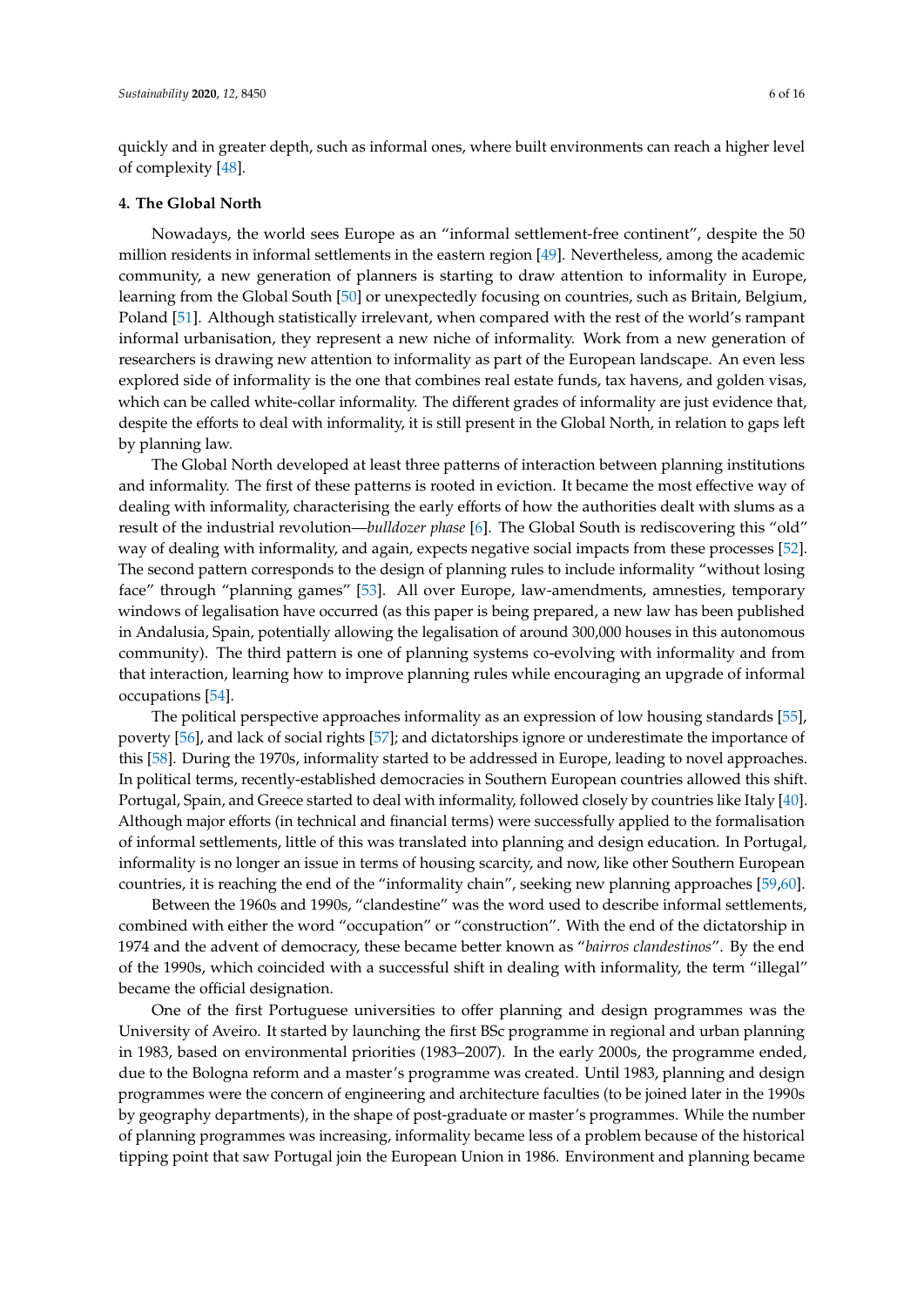quickly and in greater depth, such as informal ones, where built environments can reach a higher level of complexity [48].

## 4. The Global North

Nowadays, the world sees Europe as an "informal settlement-free continent", despite the 50 million residents in informal settlements in the eastern region [49]. Nevertheless, among the academic community, a new generation of planners is starting to draw attention to informality in Europe, learning from the Global South [50] or unexpectedly focusing on countries, such as Britain, Belgium, Poland [51]. Although statistically irrelevant, when compared with the rest of the world's rampant informal urbanisation, they represent a new niche of informality. Work from a new generation of researchers is drawing new attention to informality as part of the European landscape. An even less explored side of informality is the one that combines real estate funds, tax havens, and golden visas, which can be called white-collar informality. The different grades of informality are just evidence that, despite the efforts to deal with informality, it is still present in the Global North, in relation to gaps left by planning law.

The Global North developed at least three patterns of interaction between planning institutions and informality. The first of these patterns is rooted in eviction. It became the most effective way of dealing with informality, characterising the early efforts of how the authorities dealt with slums as a result of the industrial revolution—*bulldozer phase* [6]. The Global South is rediscovering this "old" way of dealing with informality, and again, expects negative social impacts from these processes [52]. The second pattern corresponds to the design of planning rules to include informality "without losing face" through "planning games" [53]. All over Europe, law-amendments, amnesties, temporary windows of legalisation have occurred (as this paper is being prepared, a new law has been published in Andalusia, Spain, potentially allowing the legalisation of around 300,000 houses in this autonomous community). The third pattern is one of planning systems co-evolving with informality and from that interaction, learning how to improve planning rules while encouraging an upgrade of informal occupations [54].

The political perspective approaches informality as an expression of low housing standards [55], poverty [56], and lack of social rights [57]; and dictatorships ignore or underestimate the importance of this [58]. During the 1970s, informality started to be addressed in Europe, leading to novel approaches. In political terms, recently-established democracies in Southern European countries allowed this shift. Portugal, Spain, and Greece started to deal with informality, followed closely by countries like Italy [40]. Although major efforts (in technical and financial terms) were successfully applied to the formalisation of informal settlements, little of this was translated into planning and design education. In Portugal, informality is no longer an issue in terms of housing scarcity, and now, like other Southern European countries, it is reaching the end of the "informality chain", seeking new planning approaches [59,60].

Between the 1960s and 1990s, "clandestine" was the word used to describe informal settlements, combined with either the word "occupation" or "construction". With the end of the dictatorship in 1974 and the advent of democracy, these became better known as "*bairros clandestinos*". By the end of the 1990s, which coincided with a successful shift in dealing with informality, the term "illegal" became the official designation.

One of the first Portuguese universities to offer planning and design programmes was the University of Aveiro. It started by launching the first BSc programme in regional and urban planning in 1983, based on environmental priorities (1983–2007). In the early 2000s, the programme ended, due to the Bologna reform and a master's programme was created. Until 1983, planning and design programmes were the concern of engineering and architecture faculties (to be joined later in the 1990s by geography departments), in the shape of post-graduate or master's programmes. While the number of planning programmes was increasing, informality became less of a problem because of the historical tipping point that saw Portugal join the European Union in 1986. Environment and planning became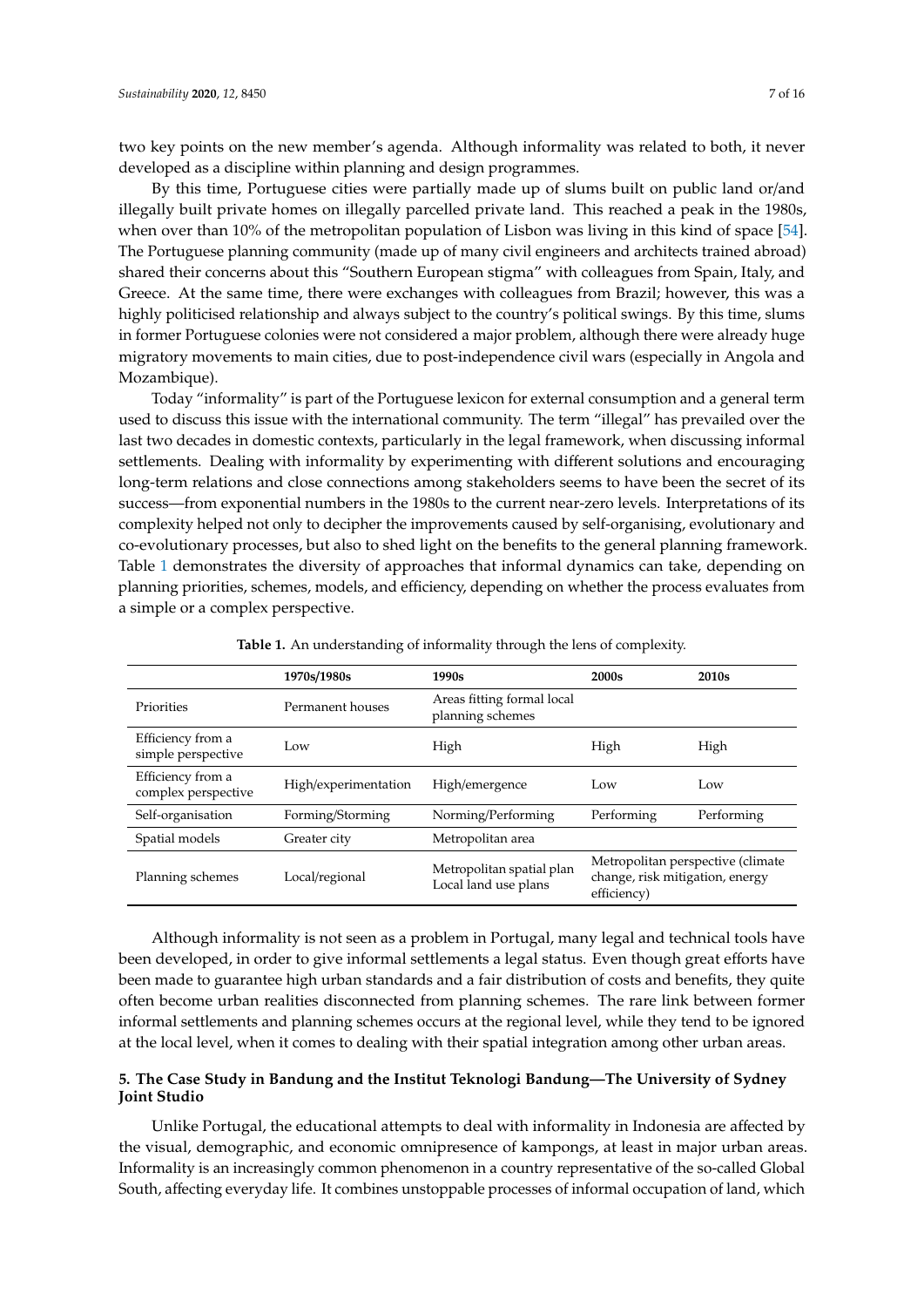two key points on the new member's agenda. Although informality was related to both, it never developed as a discipline within planning and design programmes.

By this time, Portuguese cities were partially made up of slums built on public land or/and illegally built private homes on illegally parcelled private land. This reached a peak in the 1980s, when over than 10% of the metropolitan population of Lisbon was living in this kind of space [54]. The Portuguese planning community (made up of many civil engineers and architects trained abroad) shared their concerns about this "Southern European stigma" with colleagues from Spain, Italy, and Greece. At the same time, there were exchanges with colleagues from Brazil; however, this was a highly politicised relationship and always subject to the country's political swings. By this time, slums in former Portuguese colonies were not considered a major problem, although there were already huge migratory movements to main cities, due to post-independence civil wars (especially in Angola and Mozambique).

Today "informality" is part of the Portuguese lexicon for external consumption and a general term used to discuss this issue with the international community. The term "illegal" has prevailed over the last two decades in domestic contexts, particularly in the legal framework, when discussing informal settlements. Dealing with informality by experimenting with different solutions and encouraging long-term relations and close connections among stakeholders seems to have been the secret of its success—from exponential numbers in the 1980s to the current near-zero levels. Interpretations of its complexity helped not only to decipher the improvements caused by self-organising, evolutionary and co-evolutionary processes, but also to shed light on the benefits to the general planning framework. Table 1 demonstrates the diversity of approaches that informal dynamics can take, depending on planning priorities, schemes, models, and efficiency, depending on whether the process evaluates from a simple or a complex perspective.

**Table 1.** An understanding of informality through the lens of complexity.

| | 1970s/1980s | 1990s | 2000s | 2010s |
|---|---|---|---|---|
| Priorities | Permanent houses | Areas fitting formal local planning schemes | | |
| Efficiency from a simple perspective | Low | High | High | High |
| Efficiency from a complex perspective | High/experimentation | High/emergence | Low | Low |
| Self-organisation | Forming/Storming | Norming/Performing | Performing | Performing |
| Spatial models | Greater city | Metropolitan area | | |
| Planning schemes | Local/regional | Metropolitan spatial plan Local land use plans | Metropolitan perspective (climate change, risk mitigation, energy efficiency) | |

Although informality is not seen as a problem in Portugal, many legal and technical tools have been developed, in order to give informal settlements a legal status. Even though great efforts have been made to guarantee high urban standards and a fair distribution of costs and benefits, they quite often become urban realities disconnected from planning schemes. The rare link between former informal settlements and planning schemes occurs at the regional level, while they tend to be ignored at the local level, when it comes to dealing with their spatial integration among other urban areas.

## 5. The Case Study in Bandung and the Institut Teknologi Bandung—The University of Sydney Joint Studio

Unlike Portugal, the educational attempts to deal with informality in Indonesia are affected by the visual, demographic, and economic omnipresence of kampongs, at least in major urban areas. Informality is an increasingly common phenomenon in a country representative of the so-called Global South, affecting everyday life. It combines unstoppable processes of informal occupation of land, which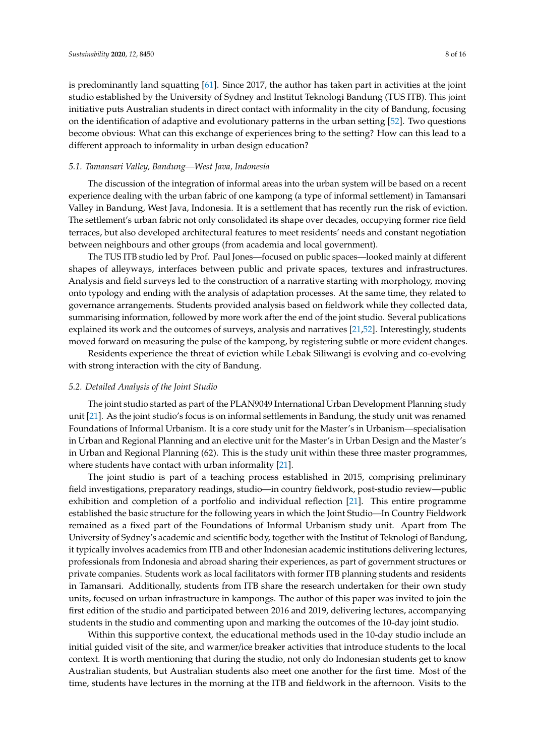is predominantly land squatting [61]. Since 2017, the author has taken part in activities at the joint studio established by the University of Sydney and Institut Teknologi Bandung (TUS ITB). This joint initiative puts Australian students in direct contact with informality in the city of Bandung, focusing on the identification of adaptive and evolutionary patterns in the urban setting [52]. Two questions become obvious: What can this exchange of experiences bring to the setting? How can this lead to a different approach to informality in urban design education?

### *5.1. Tamansari Valley, Bandung—West Java, Indonesia*

The discussion of the integration of informal areas into the urban system will be based on a recent experience dealing with the urban fabric of one kampong (a type of informal settlement) in Tamansari Valley in Bandung, West Java, Indonesia. It is a settlement that has recently run the risk of eviction. The settlement's urban fabric not only consolidated its shape over decades, occupying former rice field terraces, but also developed architectural features to meet residents' needs and constant negotiation between neighbours and other groups (from academia and local government).

The TUS ITB studio led by Prof. Paul Jones—focused on public spaces—looked mainly at different shapes of alleyways, interfaces between public and private spaces, textures and infrastructures. Analysis and field surveys led to the construction of a narrative starting with morphology, moving onto typology and ending with the analysis of adaptation processes. At the same time, they related to governance arrangements. Students provided analysis based on fieldwork while they collected data, summarising information, followed by more work after the end of the joint studio. Several publications explained its work and the outcomes of surveys, analysis and narratives [21,52]. Interestingly, students moved forward on measuring the pulse of the kampong, by registering subtle or more evident changes.

Residents experience the threat of eviction while Lebak Siliwangi is evolving and co-evolving with strong interaction with the city of Bandung.

### *5.2. Detailed Analysis of the Joint Studio*

The joint studio started as part of the PLAN9049 International Urban Development Planning study unit [21]. As the joint studio's focus is on informal settlements in Bandung, the study unit was renamed Foundations of Informal Urbanism. It is a core study unit for the Master's in Urbanism—specialisation in Urban and Regional Planning and an elective unit for the Master's in Urban Design and the Master's in Urban and Regional Planning (62). This is the study unit within these three master programmes, where students have contact with urban informality [21].

The joint studio is part of a teaching process established in 2015, comprising preliminary field investigations, preparatory readings, studio—in country fieldwork, post-studio review—public exhibition and completion of a portfolio and individual reflection [21]. This entire programme established the basic structure for the following years in which the Joint Studio—In Country Fieldwork remained as a fixed part of the Foundations of Informal Urbanism study unit. Apart from The University of Sydney's academic and scientific body, together with the Institut of Teknologi of Bandung, it typically involves academics from ITB and other Indonesian academic institutions delivering lectures, professionals from Indonesia and abroad sharing their experiences, as part of government structures or private companies. Students work as local facilitators with former ITB planning students and residents in Tamansari. Additionally, students from ITB share the research undertaken for their own study units, focused on urban infrastructure in kampongs. The author of this paper was invited to join the first edition of the studio and participated between 2016 and 2019, delivering lectures, accompanying students in the studio and commenting upon and marking the outcomes of the 10-day joint studio.

Within this supportive context, the educational methods used in the 10-day studio include an initial guided visit of the site, and warmer/ice breaker activities that introduce students to the local context. It is worth mentioning that during the studio, not only do Indonesian students get to know Australian students, but Australian students also meet one another for the first time. Most of the time, students have lectures in the morning at the ITB and fieldwork in the afternoon. Visits to the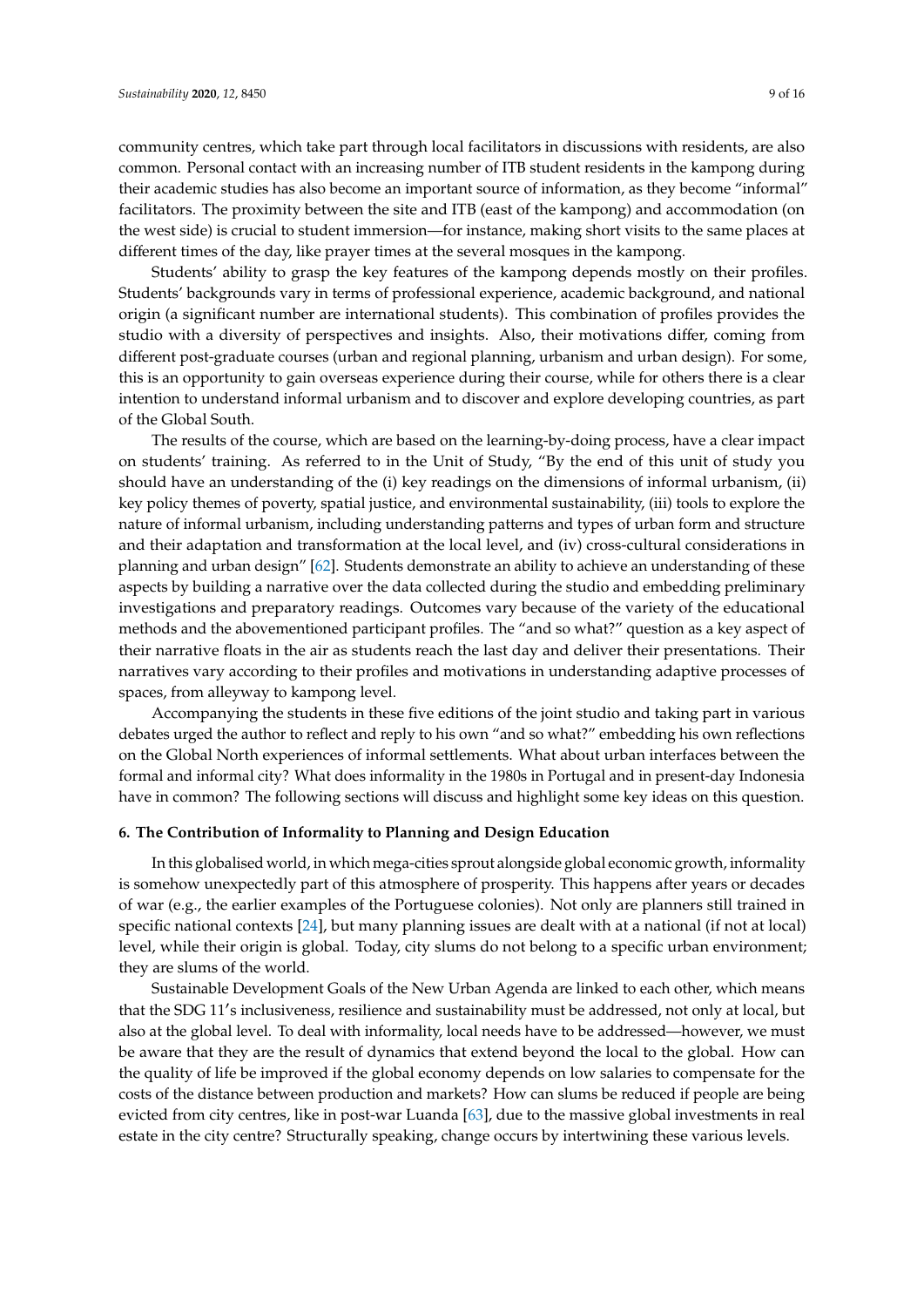community centres, which take part through local facilitators in discussions with residents, are also common. Personal contact with an increasing number of ITB student residents in the kampong during their academic studies has also become an important source of information, as they become "informal" facilitators. The proximity between the site and ITB (east of the kampong) and accommodation (on the west side) is crucial to student immersion—for instance, making short visits to the same places at different times of the day, like prayer times at the several mosques in the kampong.

Students' ability to grasp the key features of the kampong depends mostly on their profiles. Students' backgrounds vary in terms of professional experience, academic background, and national origin (a significant number are international students). This combination of profiles provides the studio with a diversity of perspectives and insights. Also, their motivations differ, coming from different post-graduate courses (urban and regional planning, urbanism and urban design). For some, this is an opportunity to gain overseas experience during their course, while for others there is a clear intention to understand informal urbanism and to discover and explore developing countries, as part of the Global South.

The results of the course, which are based on the learning-by-doing process, have a clear impact on students' training. As referred to in the Unit of Study, "By the end of this unit of study you should have an understanding of the (i) key readings on the dimensions of informal urbanism, (ii) key policy themes of poverty, spatial justice, and environmental sustainability, (iii) tools to explore the nature of informal urbanism, including understanding patterns and types of urban form and structure and their adaptation and transformation at the local level, and (iv) cross-cultural considerations in planning and urban design" [62]. Students demonstrate an ability to achieve an understanding of these aspects by building a narrative over the data collected during the studio and embedding preliminary investigations and preparatory readings. Outcomes vary because of the variety of the educational methods and the abovementioned participant profiles. The "and so what?" question as a key aspect of their narrative floats in the air as students reach the last day and deliver their presentations. Their narratives vary according to their profiles and motivations in understanding adaptive processes of spaces, from alleyway to kampong level.

Accompanying the students in these five editions of the joint studio and taking part in various debates urged the author to reflect and reply to his own "and so what?" embedding his own reflections on the Global North experiences of informal settlements. What about urban interfaces between the formal and informal city? What does informality in the 1980s in Portugal and in present-day Indonesia have in common? The following sections will discuss and highlight some key ideas on this question.

## 6. The Contribution of Informality to Planning and Design Education

In this globalised world, in which mega-cities sprout alongside global economic growth, informality is somehow unexpectedly part of this atmosphere of prosperity. This happens after years or decades of war (e.g., the earlier examples of the Portuguese colonies). Not only are planners still trained in specific national contexts [24], but many planning issues are dealt with at a national (if not at local) level, while their origin is global. Today, city slums do not belong to a specific urban environment; they are slums of the world.

Sustainable Development Goals of the New Urban Agenda are linked to each other, which means that the SDG 11's inclusiveness, resilience and sustainability must be addressed, not only at local, but also at the global level. To deal with informality, local needs have to be addressed—however, we must be aware that they are the result of dynamics that extend beyond the local to the global. How can the quality of life be improved if the global economy depends on low salaries to compensate for the costs of the distance between production and markets? How can slums be reduced if people are being evicted from city centres, like in post-war Luanda [63], due to the massive global investments in real estate in the city centre? Structurally speaking, change occurs by intertwining these various levels.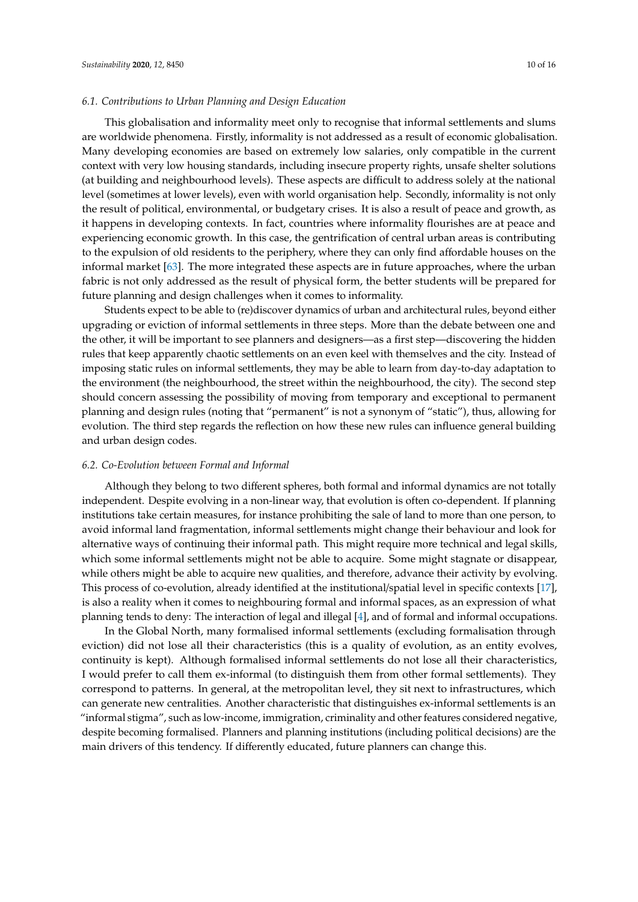### 6.1. Contributions to Urban Planning and Design Education

This globalisation and informality meet only to recognise that informal settlements and slums are worldwide phenomena. Firstly, informality is not addressed as a result of economic globalisation. Many developing economies are based on extremely low salaries, only compatible in the current context with very low housing standards, including insecure property rights, unsafe shelter solutions (at building and neighbourhood levels). These aspects are difficult to address solely at the national level (sometimes at lower levels), even with world organisation help. Secondly, informality is not only the result of political, environmental, or budgetary crises. It is also a result of peace and growth, as it happens in developing contexts. In fact, countries where informality flourishes are at peace and experiencing economic growth. In this case, the gentrification of central urban areas is contributing to the expulsion of old residents to the periphery, where they can only find affordable houses on the informal market [63]. The more integrated these aspects are in future approaches, where the urban fabric is not only addressed as the result of physical form, the better students will be prepared for future planning and design challenges when it comes to informality.

Students expect to be able to (re)discover dynamics of urban and architectural rules, beyond either upgrading or eviction of informal settlements in three steps. More than the debate between one and the other, it will be important to see planners and designers—as a first step—discovering the hidden rules that keep apparently chaotic settlements on an even keel with themselves and the city. Instead of imposing static rules on informal settlements, they may be able to learn from day-to-day adaptation to the environment (the neighbourhood, the street within the neighbourhood, the city). The second step should concern assessing the possibility of moving from temporary and exceptional to permanent planning and design rules (noting that "permanent" is not a synonym of "static"), thus, allowing for evolution. The third step regards the reflection on how these new rules can influence general building and urban design codes.

### 6.2. Co-Evolution between Formal and Informal

Although they belong to two different spheres, both formal and informal dynamics are not totally independent. Despite evolving in a non-linear way, that evolution is often co-dependent. If planning institutions take certain measures, for instance prohibiting the sale of land to more than one person, to avoid informal land fragmentation, informal settlements might change their behaviour and look for alternative ways of continuing their informal path. This might require more technical and legal skills, which some informal settlements might not be able to acquire. Some might stagnate or disappear, while others might be able to acquire new qualities, and therefore, advance their activity by evolving. This process of co-evolution, already identified at the institutional/spatial level in specific contexts [17], is also a reality when it comes to neighbouring formal and informal spaces, as an expression of what planning tends to deny: The interaction of legal and illegal [4], and of formal and informal occupations.

In the Global North, many formalised informal settlements (excluding formalisation through eviction) did not lose all their characteristics (this is a quality of evolution, as an entity evolves, continuity is kept). Although formalised informal settlements do not lose all their characteristics, I would prefer to call them ex-informal (to distinguish them from other formal settlements). They correspond to patterns. In general, at the metropolitan level, they sit next to infrastructures, which can generate new centralities. Another characteristic that distinguishes ex-informal settlements is an "informal stigma", such as low-income, immigration, criminality and other features considered negative, despite becoming formalised. Planners and planning institutions (including political decisions) are the main drivers of this tendency. If differently educated, future planners can change this.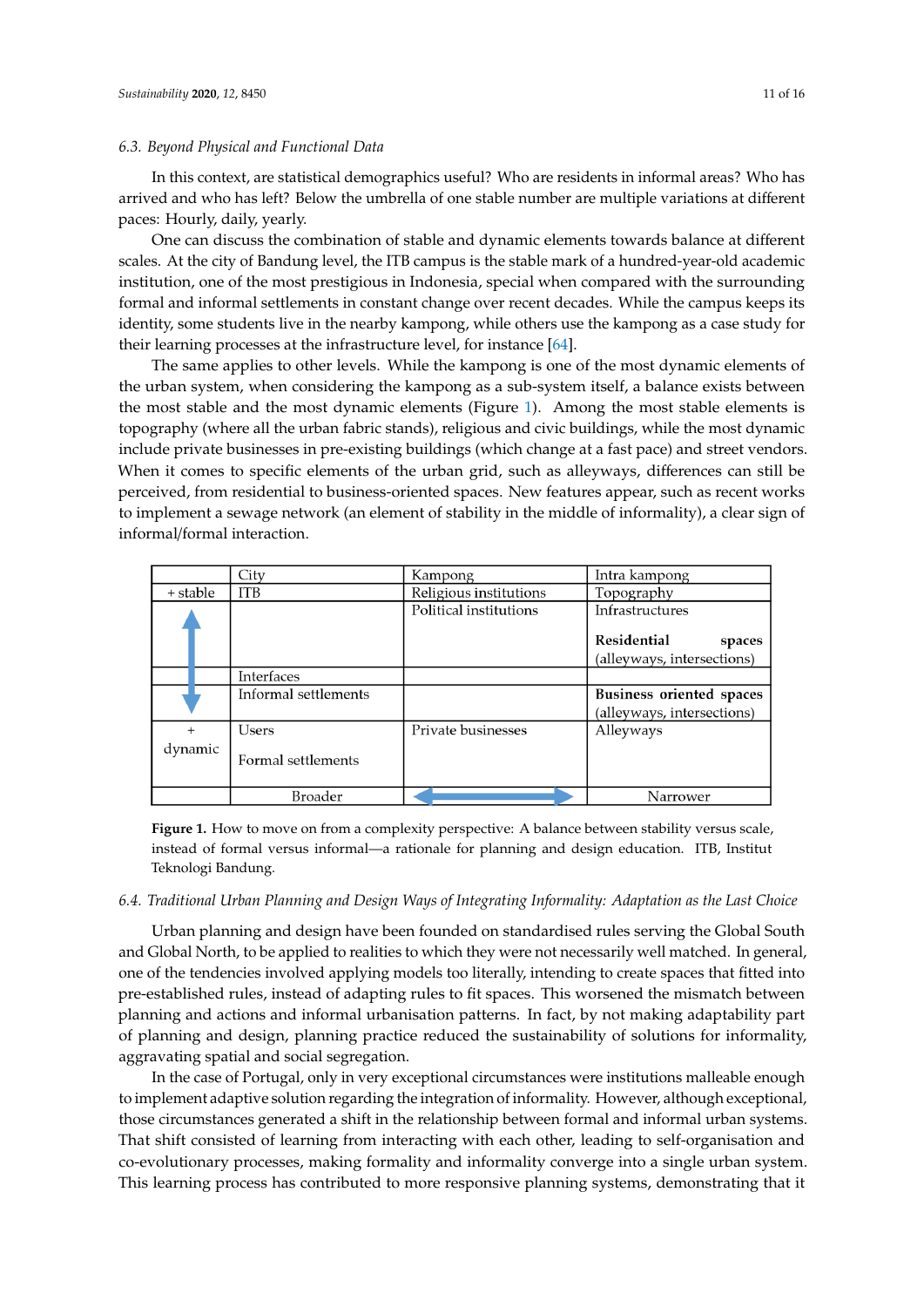### 6.3. Beyond Physical and Functional Data

In this context, are statistical demographics useful? Who are residents in informal areas? Who has arrived and who has left? Below the umbrella of one stable number are multiple variations at different paces: Hourly, daily, yearly.

One can discuss the combination of stable and dynamic elements towards balance at different scales. At the city of Bandung level, the ITB campus is the stable mark of a hundred-year-old academic institution, one of the most prestigious in Indonesia, special when compared with the surrounding formal and informal settlements in constant change over recent decades. While the campus keeps its identity, some students live in the nearby kampong, while others use the kampong as a case study for their learning processes at the infrastructure level, for instance [64].

The same applies to other levels. While the kampong is one of the most dynamic elements of the urban system, when considering the kampong as a sub-system itself, a balance exists between the most stable and the most dynamic elements (Figure 1). Among the most stable elements is topography (where all the urban fabric stands), religious and civic buildings, while the most dynamic include private businesses in pre-existing buildings (which change at a fast pace) and street vendors. When it comes to specific elements of the urban grid, such as alleyways, differences can still be perceived, from residential to business-oriented spaces. New features appear, such as recent works to implement a sewage network (an element of stability in the middle of informality), a clear sign of informal/formal interaction.

| | City | Kampong | Intra kampong |
|---|---|---|---|
| + stable | ITB | Religious institutions | Topography |
| ↕ | | Political institutions | Infrastructures<br><br>**Residential spaces** (alleyways, intersections) |
| | Interfaces | | |
| | Informal settlements | | **Business oriented spaces** (alleyways, intersections) |
| + dynamic | Users<br><br>Formal settlements | Private businesses | Alleyways |
| | Broader | ↔ | Narrower |

**Figure 1.** How to move on from a complexity perspective: A balance between stability versus scale, instead of formal versus informal—a rationale for planning and design education. ITB, Institut Teknologi Bandung.

### 6.4. Traditional Urban Planning and Design Ways of Integrating Informality: Adaptation as the Last Choice

Urban planning and design have been founded on standardised rules serving the Global South and Global North, to be applied to realities to which they were not necessarily well matched. In general, one of the tendencies involved applying models too literally, intending to create spaces that fitted into pre-established rules, instead of adapting rules to fit spaces. This worsened the mismatch between planning and actions and informal urbanisation patterns. In fact, by not making adaptability part of planning and design, planning practice reduced the sustainability of solutions for informality, aggravating spatial and social segregation.

In the case of Portugal, only in very exceptional circumstances were institutions malleable enough to implement adaptive solution regarding the integration of informality. However, although exceptional, those circumstances generated a shift in the relationship between formal and informal urban systems. That shift consisted of learning from interacting with each other, leading to self-organisation and co-evolutionary processes, making formality and informality converge into a single urban system. This learning process has contributed to more responsive planning systems, demonstrating that it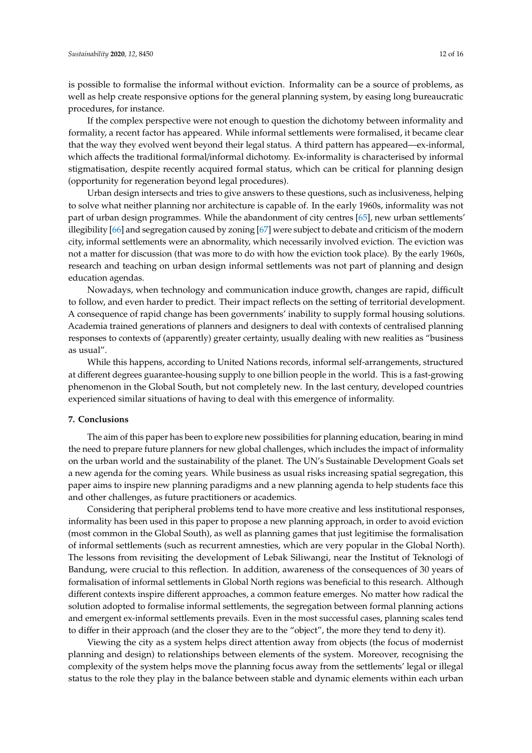is possible to formalise the informal without eviction. Informality can be a source of problems, as well as help create responsive options for the general planning system, by easing long bureaucratic procedures, for instance.

If the complex perspective were not enough to question the dichotomy between informality and formality, a recent factor has appeared. While informal settlements were formalised, it became clear that the way they evolved went beyond their legal status. A third pattern has appeared—ex-informal, which affects the traditional formal/informal dichotomy. Ex-informality is characterised by informal stigmatisation, despite recently acquired formal status, which can be critical for planning design (opportunity for regeneration beyond legal procedures).

Urban design intersects and tries to give answers to these questions, such as inclusiveness, helping to solve what neither planning nor architecture is capable of. In the early 1960s, informality was not part of urban design programmes. While the abandonment of city centres [65], new urban settlements' illegibility [66] and segregation caused by zoning [67] were subject to debate and criticism of the modern city, informal settlements were an abnormality, which necessarily involved eviction. The eviction was not a matter for discussion (that was more to do with how the eviction took place). By the early 1960s, research and teaching on urban design informal settlements was not part of planning and design education agendas.

Nowadays, when technology and communication induce growth, changes are rapid, difficult to follow, and even harder to predict. Their impact reflects on the setting of territorial development. A consequence of rapid change has been governments' inability to supply formal housing solutions. Academia trained generations of planners and designers to deal with contexts of centralised planning responses to contexts of (apparently) greater certainty, usually dealing with new realities as "business as usual".

While this happens, according to United Nations records, informal self-arrangements, structured at different degrees guarantee-housing supply to one billion people in the world. This is a fast-growing phenomenon in the Global South, but not completely new. In the last century, developed countries experienced similar situations of having to deal with this emergence of informality.

## 7. Conclusions

The aim of this paper has been to explore new possibilities for planning education, bearing in mind the need to prepare future planners for new global challenges, which includes the impact of informality on the urban world and the sustainability of the planet. The UN's Sustainable Development Goals set a new agenda for the coming years. While business as usual risks increasing spatial segregation, this paper aims to inspire new planning paradigms and a new planning agenda to help students face this and other challenges, as future practitioners or academics.

Considering that peripheral problems tend to have more creative and less institutional responses, informality has been used in this paper to propose a new planning approach, in order to avoid eviction (most common in the Global South), as well as planning games that just legitimise the formalisation of informal settlements (such as recurrent amnesties, which are very popular in the Global North). The lessons from revisiting the development of Lebak Siliwangi, near the Institut of Teknologi of Bandung, were crucial to this reflection. In addition, awareness of the consequences of 30 years of formalisation of informal settlements in Global North regions was beneficial to this research. Although different contexts inspire different approaches, a common feature emerges. No matter how radical the solution adopted to formalise informal settlements, the segregation between formal planning actions and emergent ex-informal settlements prevails. Even in the most successful cases, planning scales tend to differ in their approach (and the closer they are to the "object", the more they tend to deny it).

Viewing the city as a system helps direct attention away from objects (the focus of modernist planning and design) to relationships between elements of the system. Moreover, recognising the complexity of the system helps move the planning focus away from the settlements' legal or illegal status to the role they play in the balance between stable and dynamic elements within each urban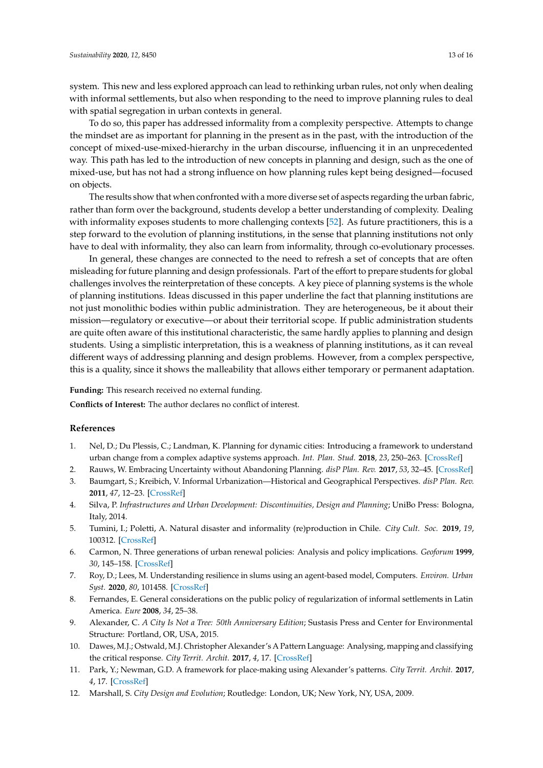system. This new and less explored approach can lead to rethinking urban rules, not only when dealing with informal settlements, but also when responding to the need to improve planning rules to deal with spatial segregation in urban contexts in general.

To do so, this paper has addressed informality from a complexity perspective. Attempts to change the mindset are as important for planning in the present as in the past, with the introduction of the concept of mixed-use-mixed-hierarchy in the urban discourse, influencing it in an unprecedented way. This path has led to the introduction of new concepts in planning and design, such as the one of mixed-use, but has not had a strong influence on how planning rules kept being designed—focused on objects.

The results show that when confronted with a more diverse set of aspects regarding the urban fabric, rather than form over the background, students develop a better understanding of complexity. Dealing with informality exposes students to more challenging contexts [52]. As future practitioners, this is a step forward to the evolution of planning institutions, in the sense that planning institutions not only have to deal with informality, they also can learn from informality, through co-evolutionary processes.

In general, these changes are connected to the need to refresh a set of concepts that are often misleading for future planning and design professionals. Part of the effort to prepare students for global challenges involves the reinterpretation of these concepts. A key piece of planning systems is the whole of planning institutions. Ideas discussed in this paper underline the fact that planning institutions are not just monolithic bodies within public administration. They are heterogeneous, be it about their mission—regulatory or executive—or about their territorial scope. If public administration students are quite often aware of this institutional characteristic, the same hardly applies to planning and design students. Using a simplistic interpretation, this is a weakness of planning institutions, as it can reveal different ways of addressing planning and design problems. However, from a complex perspective, this is a quality, since it shows the malleability that allows either temporary or permanent adaptation.

**Funding:** This research received no external funding.

**Conflicts of Interest:** The author declares no conflict of interest.

## References

1. Nel, D.; Du Plessis, C.; Landman, K. Planning for dynamic cities: Introducing a framework to understand urban change from a complex adaptive systems approach. *Int. Plan. Stud.* **2018**, *23*, 250–263. [CrossRef]
2. Rauws, W. Embracing Uncertainty without Abandoning Planning. *disP Plan. Rev.* **2017**, *53*, 32–45. [CrossRef]
3. Baumgart, S.; Kreibich, V. Informal Urbanization—Historical and Geographical Perspectives. *disP Plan. Rev.* **2011**, *47*, 12–23. [CrossRef]
4. Silva, P. *Infrastructures and Urban Development: Discontinuities, Design and Planning*; UniBo Press: Bologna, Italy, 2014.
5. Tumini, I.; Poletti, A. Natural disaster and informality (re)production in Chile. *City Cult. Soc.* **2019**, *19*, 100312. [CrossRef]
6. Carmon, N. Three generations of urban renewal policies: Analysis and policy implications. *Geoforum* **1999**, *30*, 145–158. [CrossRef]
7. Roy, D.; Lees, M. Understanding resilience in slums using an agent-based model, Computers. *Environ. Urban Syst.* **2020**, *80*, 101458. [CrossRef]
8. Fernandes, E. General considerations on the public policy of regularization of informal settlements in Latin America. *Eure* **2008**, *34*, 25–38.
9. Alexander, C. *A City Is Not a Tree: 50th Anniversary Edition*; Sustasis Press and Center for Environmental Structure: Portland, OR, USA, 2015.
10. Dawes, M.J.; Ostwald, M.J. Christopher Alexander's A Pattern Language: Analysing, mapping and classifying the critical response. *City Territ. Archit.* **2017**, *4*, 17. [CrossRef]
11. Park, Y.; Newman, G.D. A framework for place-making using Alexander's patterns. *City Territ. Archit.* **2017**, *4*, 17. [CrossRef]
12. Marshall, S. *City Design and Evolution*; Routledge: London, UK; New York, NY, USA, 2009.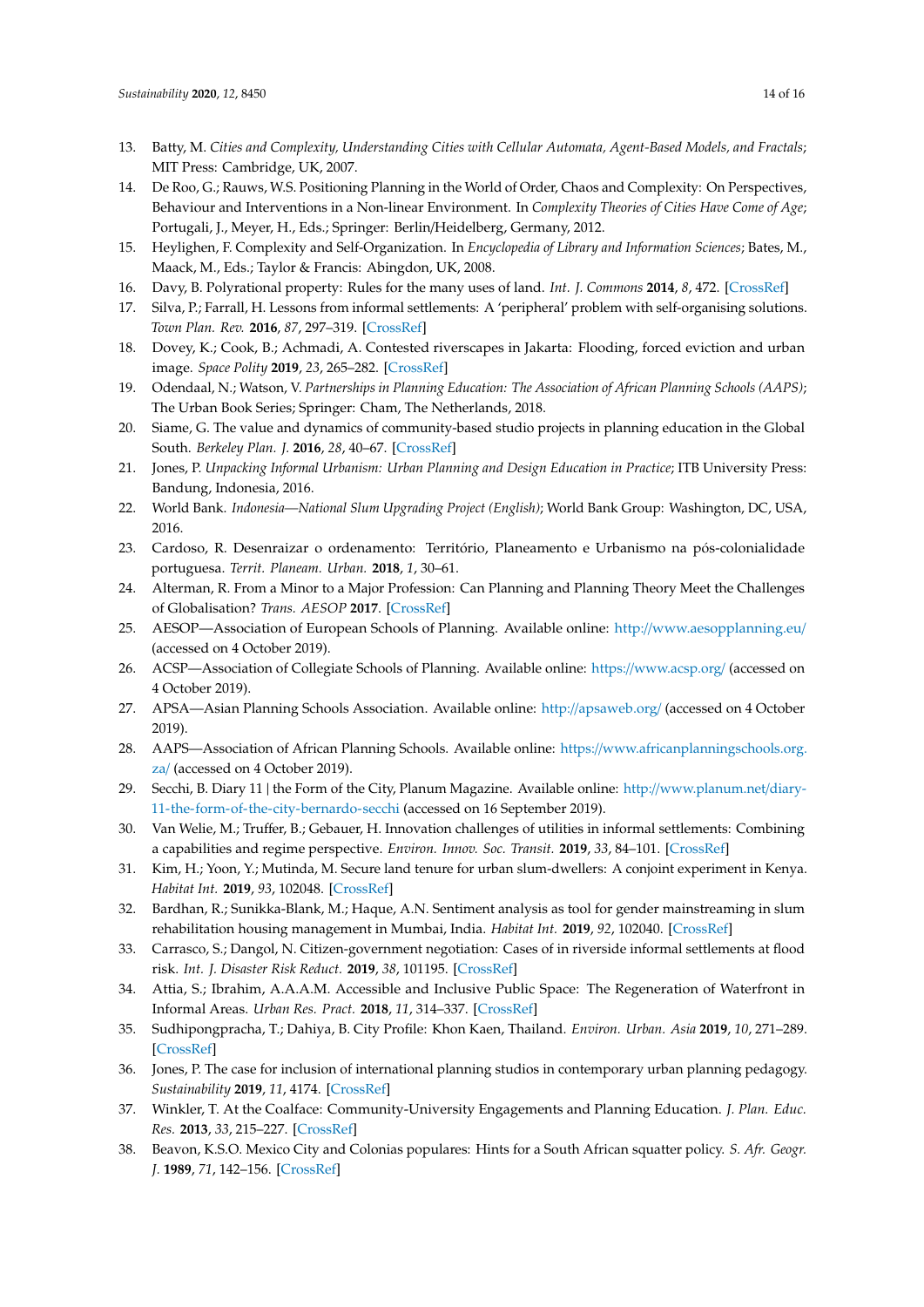13. Batty, M. *Cities and Complexity, Understanding Cities with Cellular Automata, Agent-Based Models, and Fractals*; MIT Press: Cambridge, UK, 2007.
14. De Roo, G.; Rauws, W.S. Positioning Planning in the World of Order, Chaos and Complexity: On Perspectives, Behaviour and Interventions in a Non-linear Environment. In *Complexity Theories of Cities Have Come of Age*; Portugali, J., Meyer, H., Eds.; Springer: Berlin/Heidelberg, Germany, 2012.
15. Heylighen, F. Complexity and Self-Organization. In *Encyclopedia of Library and Information Sciences*; Bates, M., Maack, M., Eds.; Taylor & Francis: Abingdon, UK, 2008.
16. Davy, B. Polyrational property: Rules for the many uses of land. *Int. J. Commons* **2014**, *8*, 472. [CrossRef]
17. Silva, P.; Farrall, H. Lessons from informal settlements: A 'peripheral' problem with self-organising solutions. *Town Plan. Rev.* **2016**, *87*, 297–319. [CrossRef]
18. Dovey, K.; Cook, B.; Achmadi, A. Contested riverscapes in Jakarta: Flooding, forced eviction and urban image. *Space Polity* **2019**, *23*, 265–282. [CrossRef]
19. Odendaal, N.; Watson, V. *Partnerships in Planning Education: The Association of African Planning Schools (AAPS)*; The Urban Book Series; Springer: Cham, The Netherlands, 2018.
20. Siame, G. The value and dynamics of community-based studio projects in planning education in the Global South. *Berkeley Plan. J.* **2016**, *28*, 40–67. [CrossRef]
21. Jones, P. *Unpacking Informal Urbanism: Urban Planning and Design Education in Practice*; ITB University Press: Bandung, Indonesia, 2016.
22. World Bank. *Indonesia—National Slum Upgrading Project (English)*; World Bank Group: Washington, DC, USA, 2016.
23. Cardoso, R. Desenraizar o ordenamento: Território, Planeamento e Urbanismo na pós-colonialidade portuguesa. *Territ. Planeam. Urban.* **2018**, *1*, 30–61.
24. Alterman, R. From a Minor to a Major Profession: Can Planning and Planning Theory Meet the Challenges of Globalisation? *Trans. AESOP* **2017**. [CrossRef]
25. AESOP—Association of European Schools of Planning. Available online: http://www.aesopplanning.eu/ (accessed on 4 October 2019).
26. ACSP—Association of Collegiate Schools of Planning. Available online: https://www.acsp.org/ (accessed on 4 October 2019).
27. APSA—Asian Planning Schools Association. Available online: http://apsaweb.org/ (accessed on 4 October 2019).
28. AAPS—Association of African Planning Schools. Available online: https://www.africanplanningschools.org.za/ (accessed on 4 October 2019).
29. Secchi, B. Diary 11 | the Form of the City, Planum Magazine. Available online: http://www.planum.net/diary-11-the-form-of-the-city-bernardo-secchi (accessed on 16 September 2019).
30. Van Welie, M.; Truffer, B.; Gebauer, H. Innovation challenges of utilities in informal settlements: Combining a capabilities and regime perspective. *Environ. Innov. Soc. Transit.* **2019**, *33*, 84–101. [CrossRef]
31. Kim, H.; Yoon, Y.; Mutinda, M. Secure land tenure for urban slum-dwellers: A conjoint experiment in Kenya. *Habitat Int.* **2019**, *93*, 102048. [CrossRef]
32. Bardhan, R.; Sunikka-Blank, M.; Haque, A.N. Sentiment analysis as tool for gender mainstreaming in slum rehabilitation housing management in Mumbai, India. *Habitat Int.* **2019**, *92*, 102040. [CrossRef]
33. Carrasco, S.; Dangol, N. Citizen-government negotiation: Cases of in riverside informal settlements at flood risk. *Int. J. Disaster Risk Reduct.* **2019**, *38*, 101195. [CrossRef]
34. Attia, S.; Ibrahim, A.A.A.M. Accessible and Inclusive Public Space: The Regeneration of Waterfront in Informal Areas. *Urban Res. Pract.* **2018**, *11*, 314–337. [CrossRef]
35. Sudhipongpracha, T.; Dahiya, B. City Profile: Khon Kaen, Thailand. *Environ. Urban. Asia* **2019**, *10*, 271–289. [CrossRef]
36. Jones, P. The case for inclusion of international planning studios in contemporary urban planning pedagogy. *Sustainability* **2019**, *11*, 4174. [CrossRef]
37. Winkler, T. At the Coalface: Community-University Engagements and Planning Education. *J. Plan. Educ. Res.* **2013**, *33*, 215–227. [CrossRef]
38. Beavon, K.S.O. Mexico City and Colonias populares: Hints for a South African squatter policy. *S. Afr. Geogr. J.* **1989**, *71*, 142–156. [CrossRef]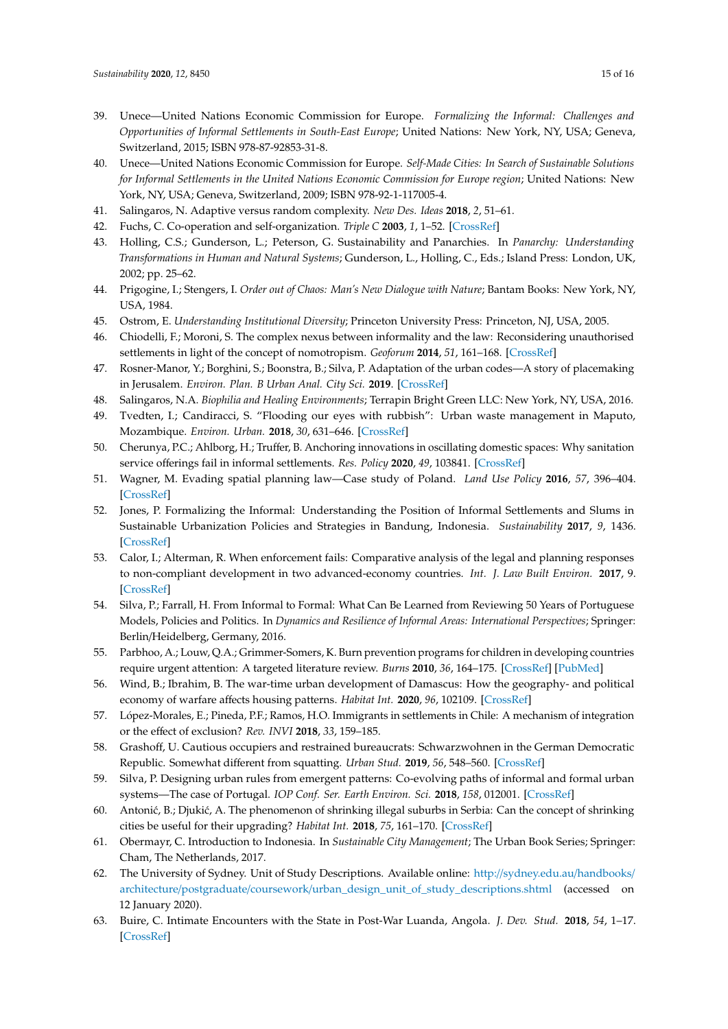39. Unece—United Nations Economic Commission for Europe. *Formalizing the Informal: Challenges and Opportunities of Informal Settlements in South-East Europe*; United Nations: New York, NY, USA; Geneva, Switzerland, 2015; ISBN 978-87-92853-31-8.
40. Unece—United Nations Economic Commission for Europe. *Self-Made Cities: In Search of Sustainable Solutions for Informal Settlements in the United Nations Economic Commission for Europe region*; United Nations: New York, NY, USA; Geneva, Switzerland, 2009; ISBN 978-92-1-117005-4.
41. Salingaros, N. Adaptive versus random complexity. *New Des. Ideas* **2018**, *2*, 51–61.
42. Fuchs, C. Co-operation and self-organization. *Triple C* **2003**, *1*, 1–52. [CrossRef]
43. Holling, C.S.; Gunderson, L.; Peterson, G. Sustainability and Panarchies. In *Panarchy: Understanding Transformations in Human and Natural Systems*; Gunderson, L., Holling, C., Eds.; Island Press: London, UK, 2002; pp. 25–62.
44. Prigogine, I.; Stengers, I. *Order out of Chaos: Man's New Dialogue with Nature*; Bantam Books: New York, NY, USA, 1984.
45. Ostrom, E. *Understanding Institutional Diversity*; Princeton University Press: Princeton, NJ, USA, 2005.
46. Chiodelli, F.; Moroni, S. The complex nexus between informality and the law: Reconsidering unauthorised settlements in light of the concept of nomotropism. *Geoforum* **2014**, *51*, 161–168. [CrossRef]
47. Rosner-Manor, Y.; Borghini, S.; Boonstra, B.; Silva, P. Adaptation of the urban codes—A story of placemaking in Jerusalem. *Environ. Plan. B Urban Anal. City Sci.* **2019**. [CrossRef]
48. Salingaros, N.A. *Biophilia and Healing Environments*; Terrapin Bright Green LLC: New York, NY, USA, 2016.
49. Tvedten, I.; Candiracci, S. "Flooding our eyes with rubbish": Urban waste management in Maputo, Mozambique. *Environ. Urban.* **2018**, *30*, 631–646. [CrossRef]
50. Cherunya, P.C.; Ahlborg, H.; Truffer, B. Anchoring innovations in oscillating domestic spaces: Why sanitation service offerings fail in informal settlements. *Res. Policy* **2020**, *49*, 103841. [CrossRef]
51. Wagner, M. Evading spatial planning law—Case study of Poland. *Land Use Policy* **2016**, *57*, 396–404. [CrossRef]
52. Jones, P. Formalizing the Informal: Understanding the Position of Informal Settlements and Slums in Sustainable Urbanization Policies and Strategies in Bandung, Indonesia. *Sustainability* **2017**, *9*, 1436. [CrossRef]
53. Calor, I.; Alterman, R. When enforcement fails: Comparative analysis of the legal and planning responses to non-compliant development in two advanced-economy countries. *Int. J. Law Built Environ.* **2017**, 9. [CrossRef]
54. Silva, P.; Farrall, H. From Informal to Formal: What Can Be Learned from Reviewing 50 Years of Portuguese Models, Policies and Politics. In *Dynamics and Resilience of Informal Areas: International Perspectives*; Springer: Berlin/Heidelberg, Germany, 2016.
55. Parbhoo, A.; Louw, Q.A.; Grimmer-Somers, K. Burn prevention programs for children in developing countries require urgent attention: A targeted literature review. *Burns* **2010**, *36*, 164–175. [CrossRef] [PubMed]
56. Wind, B.; Ibrahim, B. The war-time urban development of Damascus: How the geography- and political economy of warfare affects housing patterns. *Habitat Int.* **2020**, *96*, 102109. [CrossRef]
57. López-Morales, E.; Pineda, P.F.; Ramos, H.O. Immigrants in settlements in Chile: A mechanism of integration or the effect of exclusion? *Rev. INVI* **2018**, *33*, 159–185.
58. Grashoff, U. Cautious occupiers and restrained bureaucrats: Schwarzwohnen in the German Democratic Republic. Somewhat different from squatting. *Urban Stud.* **2019**, *56*, 548–560. [CrossRef]
59. Silva, P. Designing urban rules from emergent patterns: Co-evolving paths of informal and formal urban systems—The case of Portugal. *IOP Conf. Ser. Earth Environ. Sci.* **2018**, *158*, 012001. [CrossRef]
60. Antonić, B.; Djukić, A. The phenomenon of shrinking illegal suburbs in Serbia: Can the concept of shrinking cities be useful for their upgrading? *Habitat Int.* **2018**, *75*, 161–170. [CrossRef]
61. Obermayr, C. Introduction to Indonesia. In *Sustainable City Management*; The Urban Book Series; Springer: Cham, The Netherlands, 2017.
62. The University of Sydney. Unit of Study Descriptions. Available online: http://sydney.edu.au/handbooks/architecture/postgraduate/coursework/urban_design_unit_of_study_descriptions.shtml (accessed on 12 January 2020).
63. Buire, C. Intimate Encounters with the State in Post-War Luanda, Angola. *J. Dev. Stud.* **2018**, *54*, 1–17. [CrossRef]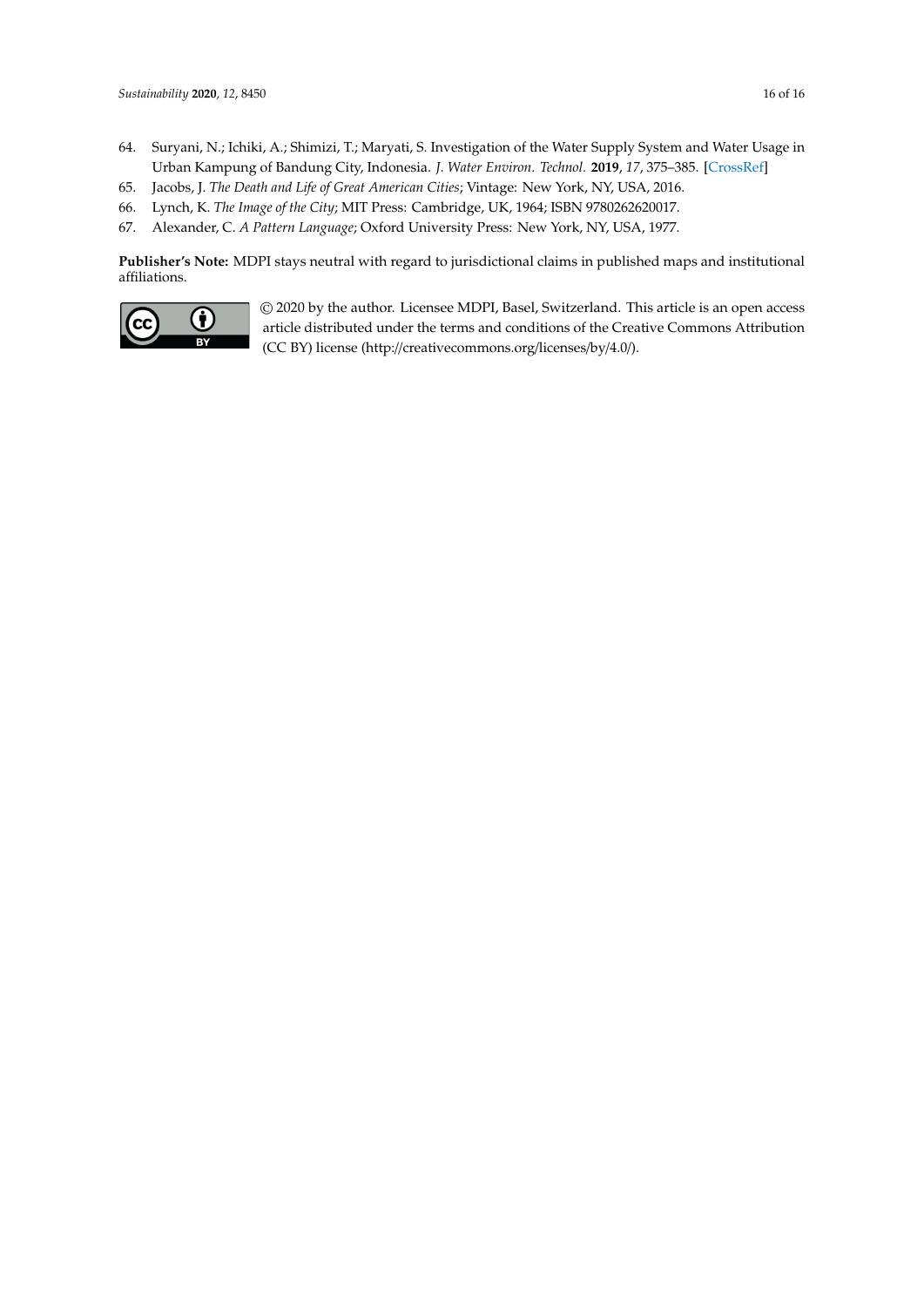64. Suryani, N.; Ichiki, A.; Shimizi, T.; Maryati, S. Investigation of the Water Supply System and Water Usage in Urban Kampung of Bandung City, Indonesia. *J. Water Environ. Technol.* **2019**, *17*, 375–385. [CrossRef]
65. Jacobs, J. *The Death and Life of Great American Cities*; Vintage: New York, NY, USA, 2016.
66. Lynch, K. *The Image of the City*; MIT Press: Cambridge, UK, 1964; ISBN 9780262620017.
67. Alexander, C. *A Pattern Language*; Oxford University Press: New York, NY, USA, 1977.

**Publisher's Note:** MDPI stays neutral with regard to jurisdictional claims in published maps and institutional affiliations.

© 2020 by the author. Licensee MDPI, Basel, Switzerland. This article is an open access article distributed under the terms and conditions of the Creative Commons Attribution (CC BY) license (http://creativecommons.org/licenses/by/4.0/).